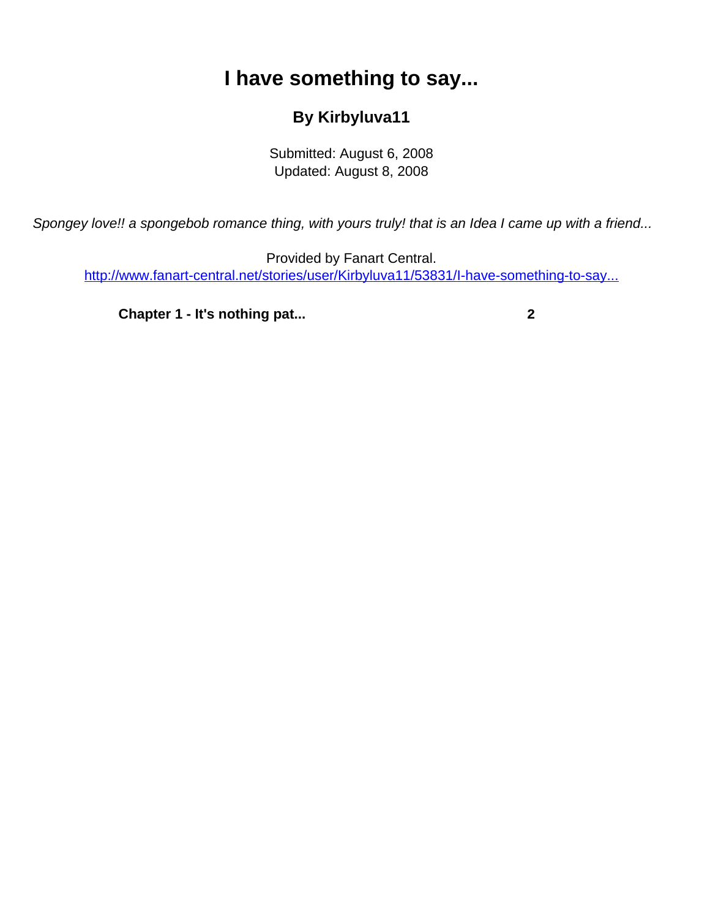# I have something to say...

### By Kirbyluva11

Submitted: August 6, 2008
Updated: August 8, 2008

*Spongey love!! a spongebob romance thing, with yours truly! that is an Idea I came up with a friend...*

Provided by Fanart Central.
http://www.fanart-central.net/stories/user/Kirbyluva11/53831/I-have-something-to-say...

| | |
|---|---|
| **Chapter 1 - It's nothing pat...** | **2** |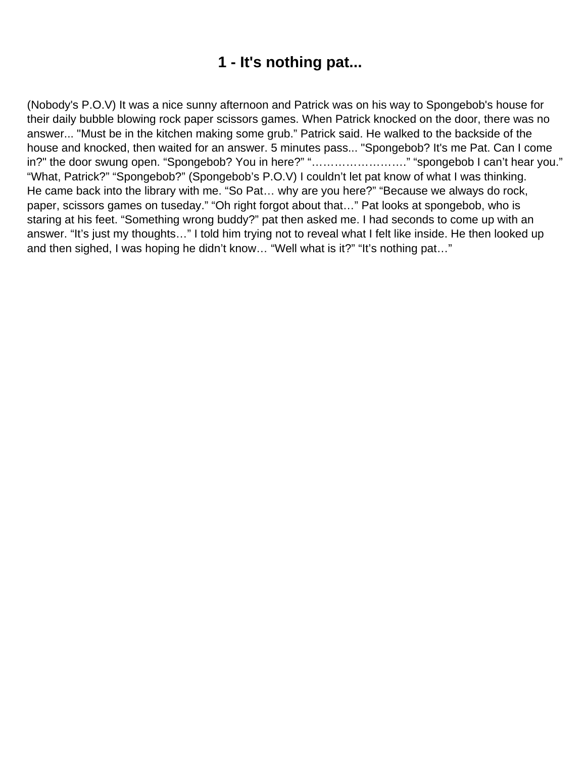# 1 - It's nothing pat...

(Nobody's P.O.V) It was a nice sunny afternoon and Patrick was on his way to Spongebob's house for their daily bubble blowing rock paper scissors games. When Patrick knocked on the door, there was no answer... "Must be in the kitchen making some grub." Patrick said. He walked to the backside of the house and knocked, then waited for an answer. 5 minutes pass... "Spongebob? It's me Pat. Can I come in?" the door swung open. "Spongebob? You in here?" "……………………." "spongebob I can't hear you." "What, Patrick?" "Spongebob?" (Spongebob's P.O.V) I couldn't let pat know of what I was thinking. He came back into the library with me. "So Pat… why are you here?" "Because we always do rock, paper, scissors games on tuseday." "Oh right forgot about that…" Pat looks at spongebob, who is staring at his feet. "Something wrong buddy?" pat then asked me. I had seconds to come up with an answer. "It's just my thoughts…" I told him trying not to reveal what I felt like inside. He then looked up and then sighed, I was hoping he didn't know… "Well what is it?" "It's nothing pat…"